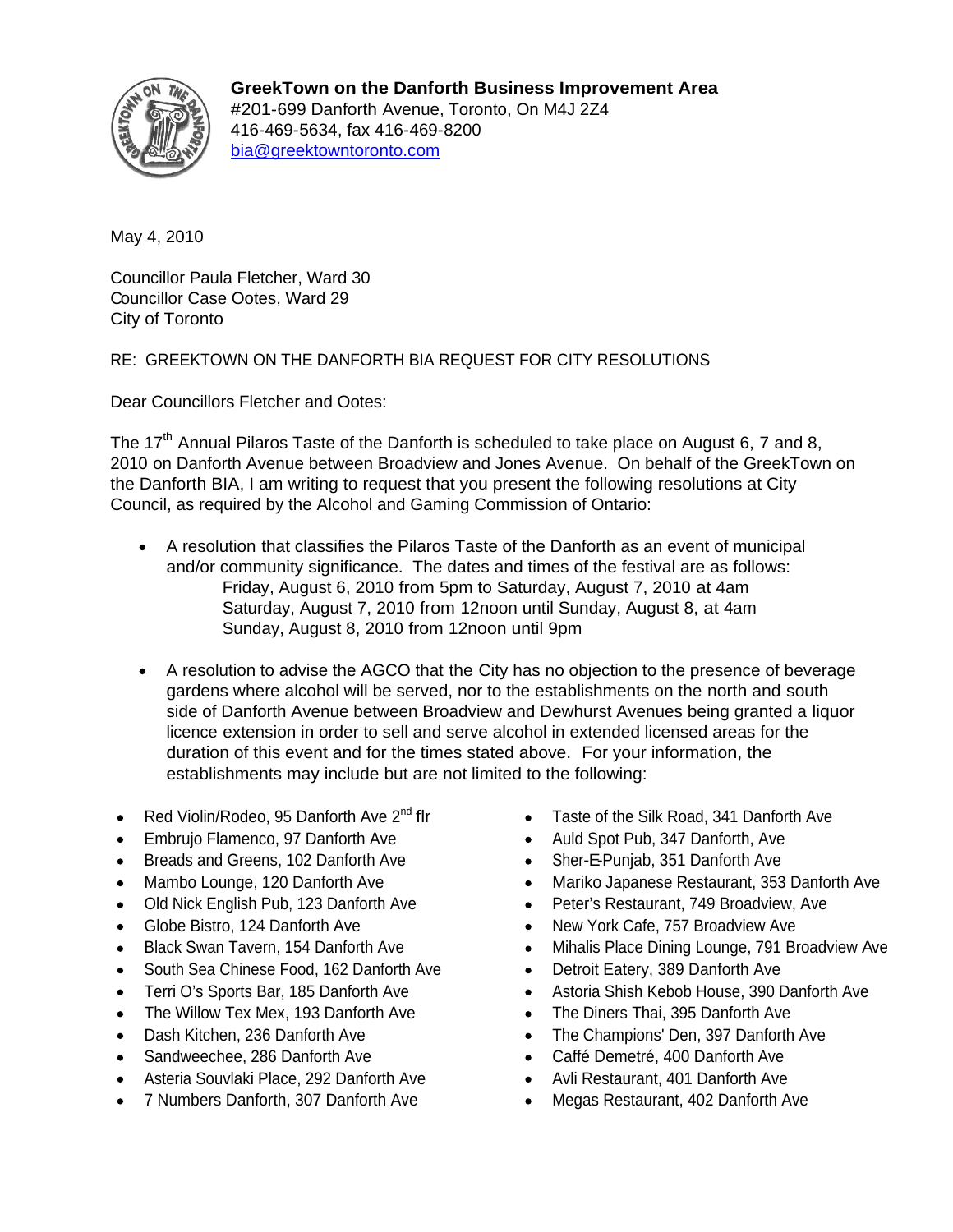**GreekTown on the Danforth Business Improvement Area**
#201-699 Danforth Avenue, Toronto, On M4J 2Z4
416-469-5634, fax 416-469-8200
bia@greektowntoronto.com

May 4, 2010

Councillor Paula Fletcher, Ward 30
Councillor Case Ootes, Ward 29
City of Toronto

RE: GREEKTOWN ON THE DANFORTH BIA REQUEST FOR CITY RESOLUTIONS

Dear Councillors Fletcher and Ootes:

The 17th Annual Pilaros Taste of the Danforth is scheduled to take place on August 6, 7 and 8, 2010 on Danforth Avenue between Broadview and Jones Avenue. On behalf of the GreekTown on the Danforth BIA, I am writing to request that you present the following resolutions at City Council, as required by the Alcohol and Gaming Commission of Ontario:

- A resolution that classifies the Pilaros Taste of the Danforth as an event of municipal and/or community significance. The dates and times of the festival are as follows:
  Friday, August 6, 2010 from 5pm to Saturday, August 7, 2010 at 4am
  Saturday, August 7, 2010 from 12noon until Sunday, August 8, at 4am
  Sunday, August 8, 2010 from 12noon until 9pm

- A resolution to advise the AGCO that the City has no objection to the presence of beverage gardens where alcohol will be served, nor to the establishments on the north and south side of Danforth Avenue between Broadview and Dewhurst Avenues being granted a liquor licence extension in order to sell and serve alcohol in extended licensed areas for the duration of this event and for the times stated above. For your information, the establishments may include but are not limited to the following:

- Red Violin/Rodeo, 95 Danforth Ave 2nd flr
- Embrujo Flamenco, 97 Danforth Ave
- Breads and Greens, 102 Danforth Ave
- Mambo Lounge, 120 Danforth Ave
- Old Nick English Pub, 123 Danforth Ave
- Globe Bistro, 124 Danforth Ave
- Black Swan Tavern, 154 Danforth Ave
- South Sea Chinese Food, 162 Danforth Ave
- Terri O's Sports Bar, 185 Danforth Ave
- The Willow Tex Mex, 193 Danforth Ave
- Dash Kitchen, 236 Danforth Ave
- Sandweechee, 286 Danforth Ave
- Asteria Souvlaki Place, 292 Danforth Ave
- 7 Numbers Danforth, 307 Danforth Ave
- Taste of the Silk Road, 341 Danforth Ave
- Auld Spot Pub, 347 Danforth, Ave
- Sher-E-Punjab, 351 Danforth Ave
- Mariko Japanese Restaurant, 353 Danforth Ave
- Peter's Restaurant, 749 Broadview, Ave
- New York Cafe, 757 Broadview Ave
- Mihalis Place Dining Lounge, 791 Broadview Ave
- Detroit Eatery, 389 Danforth Ave
- Astoria Shish Kebob House, 390 Danforth Ave
- The Diners Thai, 395 Danforth Ave
- The Champions' Den, 397 Danforth Ave
- Caffé Demetré, 400 Danforth Ave
- Avli Restaurant, 401 Danforth Ave
- Megas Restaurant, 402 Danforth Ave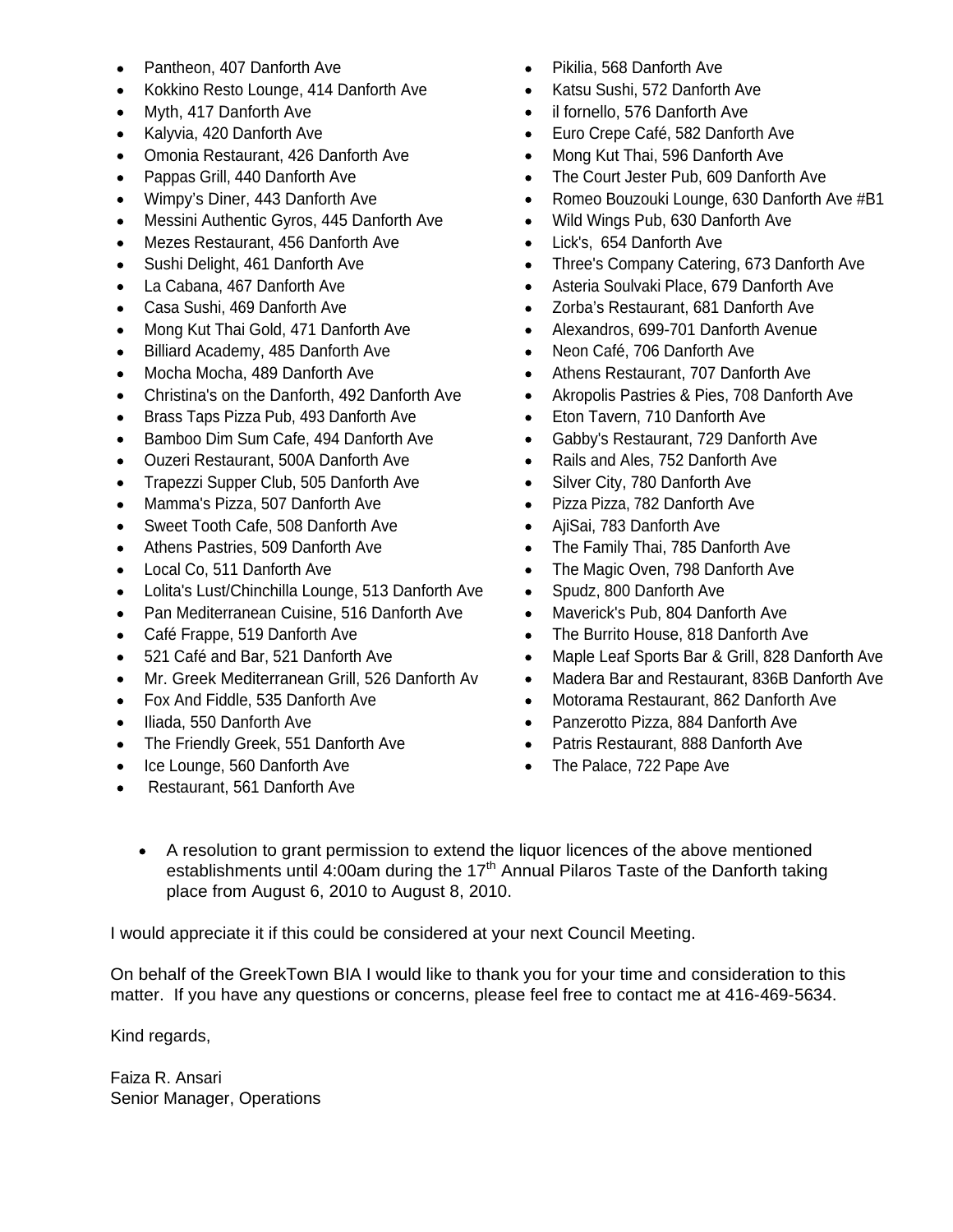- Pantheon, 407 Danforth Ave
- Kokkino Resto Lounge, 414 Danforth Ave
- Myth, 417 Danforth Ave
- Kalyvia, 420 Danforth Ave
- Omonia Restaurant, 426 Danforth Ave
- Pappas Grill, 440 Danforth Ave
- Wimpy's Diner, 443 Danforth Ave
- Messini Authentic Gyros, 445 Danforth Ave
- Mezes Restaurant, 456 Danforth Ave
- Sushi Delight, 461 Danforth Ave
- La Cabana, 467 Danforth Ave
- Casa Sushi, 469 Danforth Ave
- Mong Kut Thai Gold, 471 Danforth Ave
- Billiard Academy, 485 Danforth Ave
- Mocha Mocha, 489 Danforth Ave
- Christina's on the Danforth, 492 Danforth Ave
- Brass Taps Pizza Pub, 493 Danforth Ave
- Bamboo Dim Sum Cafe, 494 Danforth Ave
- Ouzeri Restaurant, 500A Danforth Ave
- Trapezzi Supper Club, 505 Danforth Ave
- Mamma's Pizza, 507 Danforth Ave
- Sweet Tooth Cafe, 508 Danforth Ave
- Athens Pastries, 509 Danforth Ave
- Local Co, 511 Danforth Ave
- Lolita's Lust/Chinchilla Lounge, 513 Danforth Ave
- Pan Mediterranean Cuisine, 516 Danforth Ave
- Café Frappe, 519 Danforth Ave
- 521 Café and Bar, 521 Danforth Ave
- Mr. Greek Mediterranean Grill, 526 Danforth Av
- Fox And Fiddle, 535 Danforth Ave
- Iliada, 550 Danforth Ave
- The Friendly Greek, 551 Danforth Ave
- Ice Lounge, 560 Danforth Ave
- Restaurant, 561 Danforth Ave
- Pikilia, 568 Danforth Ave
- Katsu Sushi, 572 Danforth Ave
- il fornello, 576 Danforth Ave
- Euro Crepe Café, 582 Danforth Ave
- Mong Kut Thai, 596 Danforth Ave
- The Court Jester Pub, 609 Danforth Ave
- Romeo Bouzouki Lounge, 630 Danforth Ave #B1
- Wild Wings Pub, 630 Danforth Ave
- Lick's, 654 Danforth Ave
- Three's Company Catering, 673 Danforth Ave
- Asteria Soulvaki Place, 679 Danforth Ave
- Zorba's Restaurant, 681 Danforth Ave
- Alexandros, 699-701 Danforth Avenue
- Neon Café, 706 Danforth Ave
- Athens Restaurant, 707 Danforth Ave
- Akropolis Pastries & Pies, 708 Danforth Ave
- Eton Tavern, 710 Danforth Ave
- Gabby's Restaurant, 729 Danforth Ave
- Rails and Ales, 752 Danforth Ave
- Silver City, 780 Danforth Ave
- Pizza Pizza, 782 Danforth Ave
- AjiSai, 783 Danforth Ave
- The Family Thai, 785 Danforth Ave
- The Magic Oven, 798 Danforth Ave
- Spudz, 800 Danforth Ave
- Maverick's Pub, 804 Danforth Ave
- The Burrito House, 818 Danforth Ave
- Maple Leaf Sports Bar & Grill, 828 Danforth Ave
- Madera Bar and Restaurant, 836B Danforth Ave
- Motorama Restaurant, 862 Danforth Ave
- Panzerotto Pizza, 884 Danforth Ave
- Patris Restaurant, 888 Danforth Ave
- The Palace, 722 Pape Ave

- A resolution to grant permission to extend the liquor licences of the above mentioned establishments until 4:00am during the 17th Annual Pilaros Taste of the Danforth taking place from August 6, 2010 to August 8, 2010.

I would appreciate it if this could be considered at your next Council Meeting.

On behalf of the GreekTown BIA I would like to thank you for your time and consideration to this matter. If you have any questions or concerns, please feel free to contact me at 416-469-5634.

Kind regards,

Faiza R. Ansari
Senior Manager, Operations